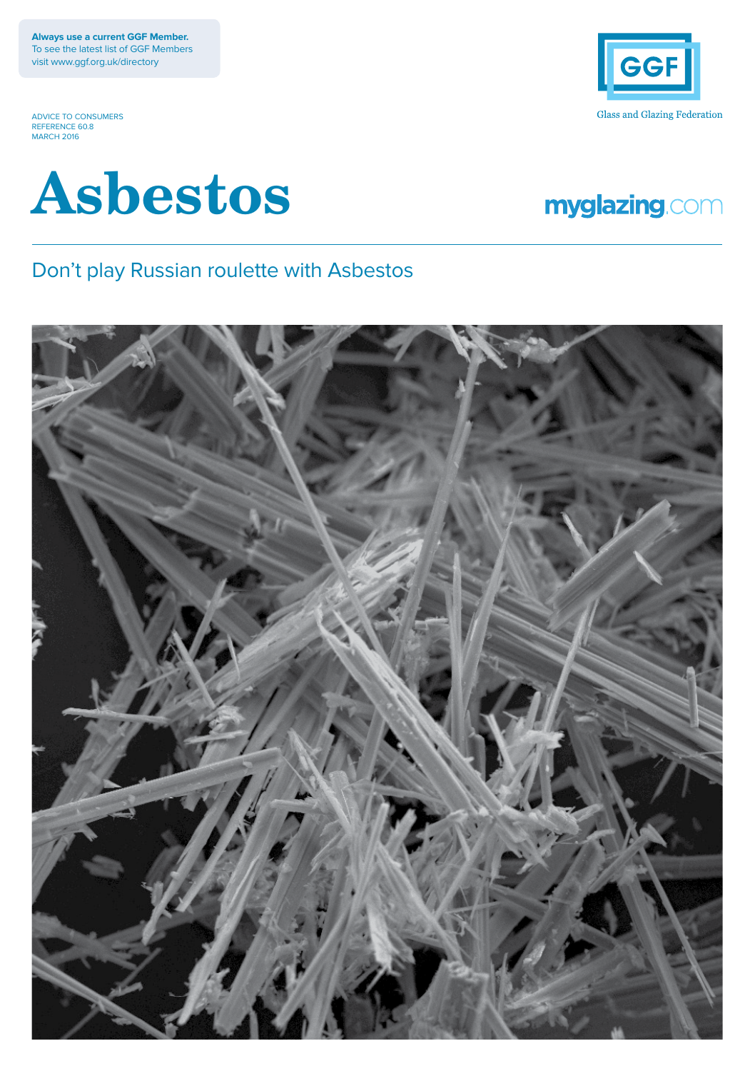**Always use a current GGF Member.**
To see the latest list of GGF Members visit www.ggf.org.uk/directory

GGF
Glass and Glazing Federation

ADVICE TO CONSUMERS
REFERENCE 60.8
MARCH 2016

# Asbestos

myglazing.com

## Don't play Russian roulette with Asbestos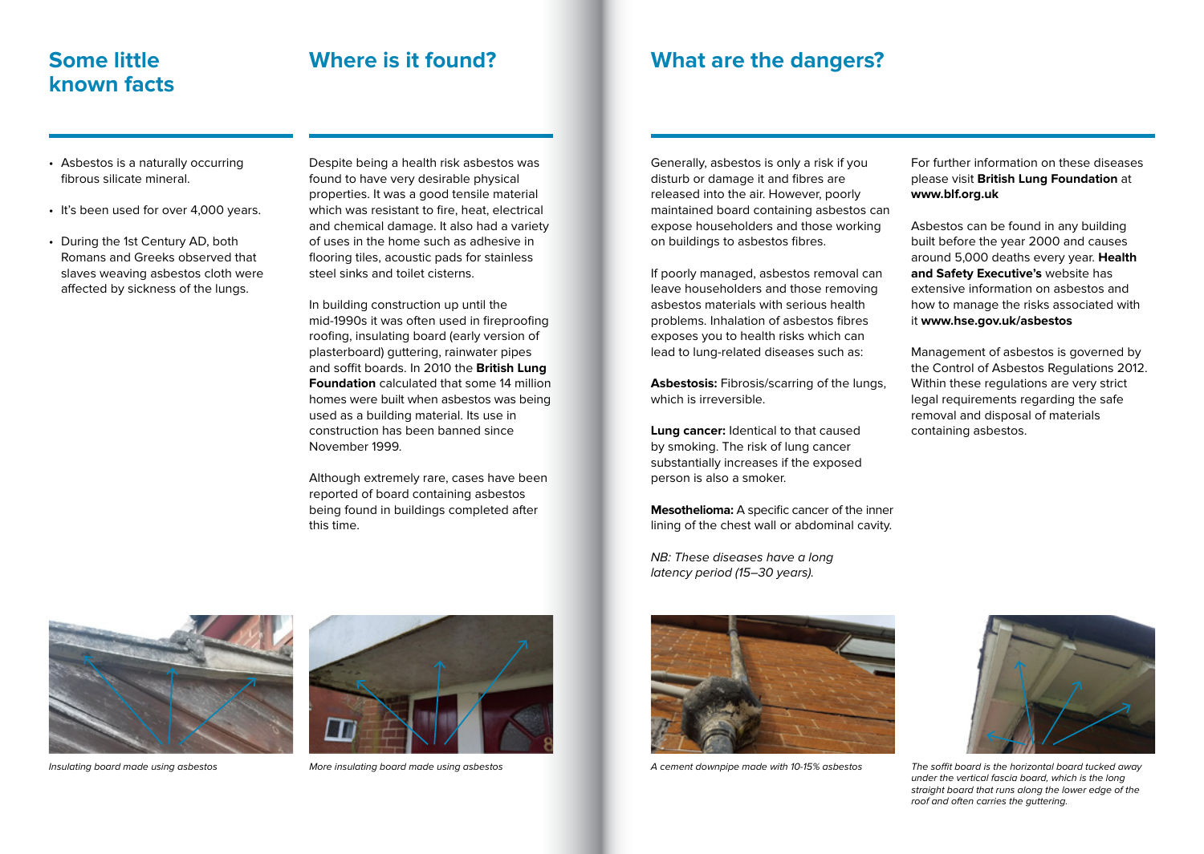## Some little known facts

- Asbestos is a naturally occurring fibrous silicate mineral.
- It's been used for over 4,000 years.
- During the 1st Century AD, both Romans and Greeks observed that slaves weaving asbestos cloth were affected by sickness of the lungs.

## Where is it found?

Despite being a health risk asbestos was found to have very desirable physical properties. It was a good tensile material which was resistant to fire, heat, electrical and chemical damage. It also had a variety of uses in the home such as adhesive in flooring tiles, acoustic pads for stainless steel sinks and toilet cisterns.

In building construction up until the mid-1990s it was often used in fireproofing roofing, insulating board (early version of plasterboard) guttering, rainwater pipes and soffit boards. In 2010 the **British Lung Foundation** calculated that some 14 million homes were built when asbestos was being used as a building material. Its use in construction has been banned since November 1999.

Although extremely rare, cases have been reported of board containing asbestos being found in buildings completed after this time.

*Insulating board made using asbestos*

*More insulating board made using asbestos*

## What are the dangers?

Generally, asbestos is only a risk if you disturb or damage it and fibres are released into the air. However, poorly maintained board containing asbestos can expose householders and those working on buildings to asbestos fibres.

If poorly managed, asbestos removal can leave householders and those removing asbestos materials with serious health problems. Inhalation of asbestos fibres exposes you to health risks which can lead to lung-related diseases such as:

**Asbestosis:** Fibrosis/scarring of the lungs, which is irreversible.

**Lung cancer:** Identical to that caused by smoking. The risk of lung cancer substantially increases if the exposed person is also a smoker.

**Mesothelioma:** A specific cancer of the inner lining of the chest wall or abdominal cavity.

*NB: These diseases have a long latency period (15–30 years).*

For further information on these diseases please visit **British Lung Foundation** at **www.blf.org.uk**

Asbestos can be found in any building built before the year 2000 and causes around 5,000 deaths every year. **Health and Safety Executive's** website has extensive information on asbestos and how to manage the risks associated with it **www.hse.gov.uk/asbestos**

Management of asbestos is governed by the Control of Asbestos Regulations 2012. Within these regulations are very strict legal requirements regarding the safe removal and disposal of materials containing asbestos.

*A cement downpipe made with 10-15% asbestos*

*The soffit board is the horizontal board tucked away under the vertical fascia board, which is the long straight board that runs along the lower edge of the roof and often carries the guttering.*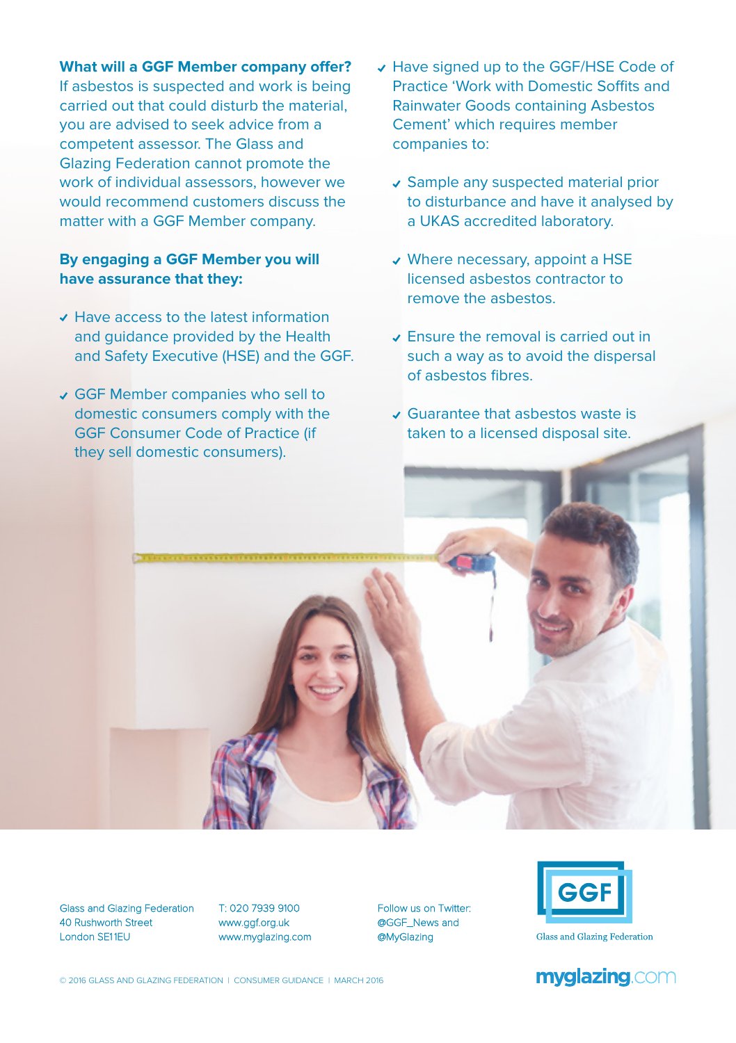## What will a GGF Member company offer?

If asbestos is suspected and work is being carried out that could disturb the material, you are advised to seek advice from a competent assessor. The Glass and Glazing Federation cannot promote the work of individual assessors, however we would recommend customers discuss the matter with a GGF Member company.

**By engaging a GGF Member you will have assurance that they:**

- Have access to the latest information and guidance provided by the Health and Safety Executive (HSE) and the GGF.
- GGF Member companies who sell to domestic consumers comply with the GGF Consumer Code of Practice (if they sell domestic consumers).
- Have signed up to the GGF/HSE Code of Practice 'Work with Domestic Soffits and Rainwater Goods containing Asbestos Cement' which requires member companies to:
  - Sample any suspected material prior to disturbance and have it analysed by a UKAS accredited laboratory.
  - Where necessary, appoint a HSE licensed asbestos contractor to remove the asbestos.
  - Ensure the removal is carried out in such a way as to avoid the dispersal of asbestos fibres.
  - Guarantee that asbestos waste is taken to a licensed disposal site.

Glass and Glazing Federation
40 Rushworth Street
London SE1 1EU

T: 020 7939 9100
www.ggf.org.uk
www.myglazing.com

Follow us on Twitter:
@GGF_News and
@MyGlazing

GGF
Glass and Glazing Federation

© 2016 GLASS AND GLAZING FEDERATION | CONSUMER GUIDANCE | MARCH 2016

myglazing.com